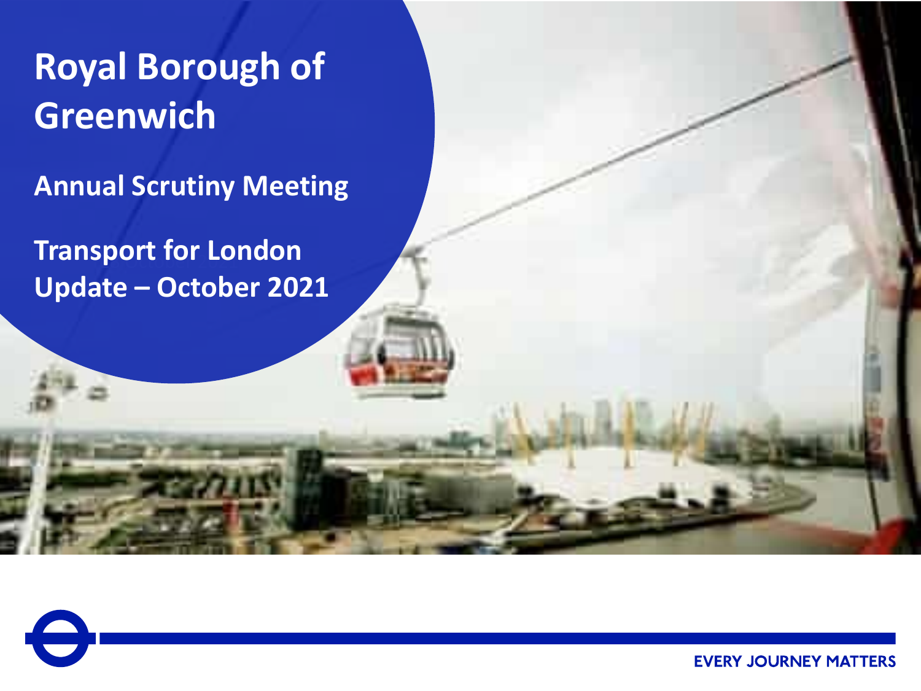# Royal Borough of Greenwich

## Annual Scrutiny Meeting

## Transport for London Update – October 2021

EVERY JOURNEY MATTERS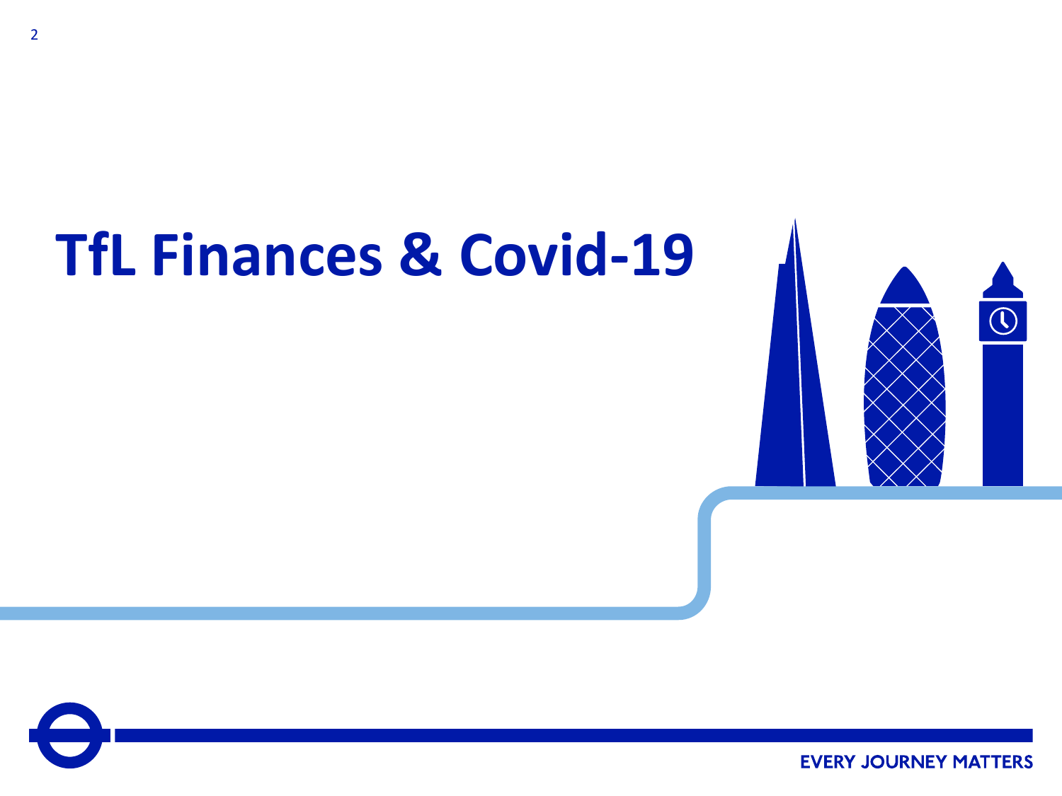# TfL Finances & Covid-19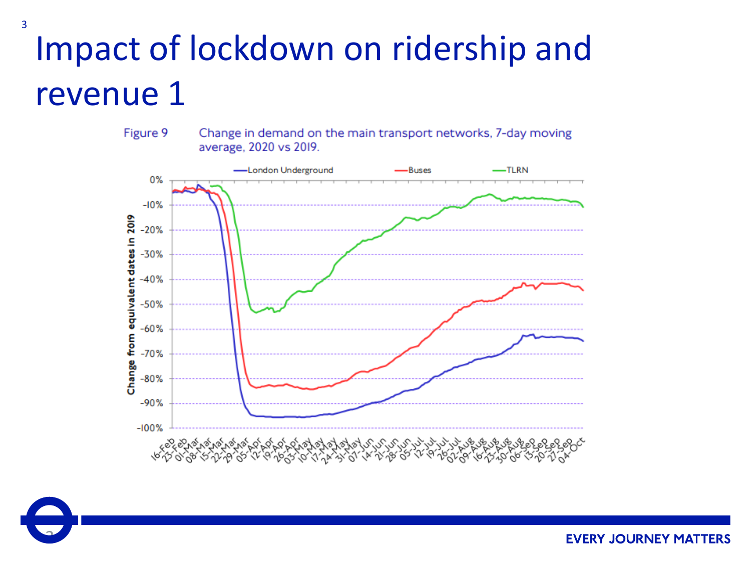# Impact of lockdown on ridership and revenue 1

Figure 9 Change in demand on the main transport networks, 7-day moving average, 2020 vs 2019.

EVERY JOURNEY MATTERS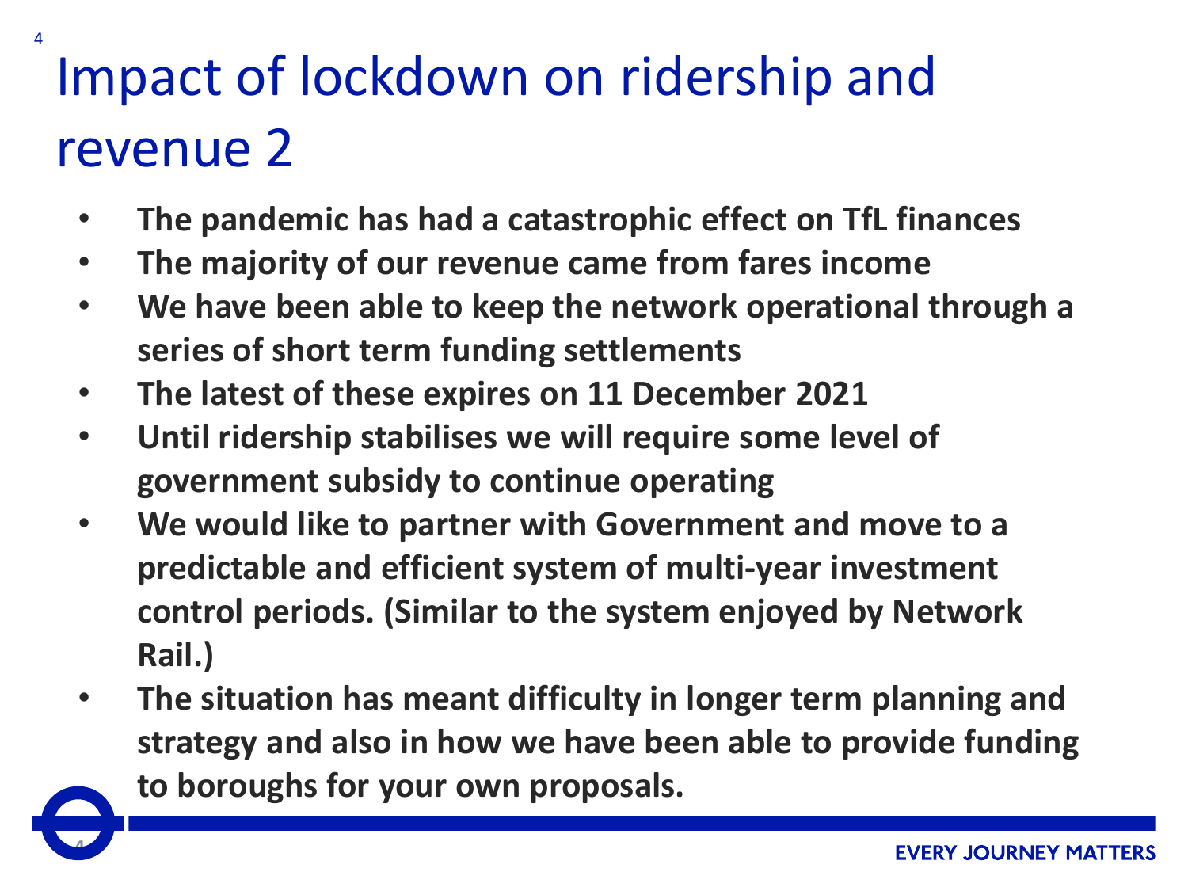# Impact of lockdown on ridership and revenue 2

- **The pandemic has had a catastrophic effect on TfL finances**
- **The majority of our revenue came from fares income**
- **We have been able to keep the network operational through a series of short term funding settlements**
- **The latest of these expires on 11 December 2021**
- **Until ridership stabilises we will require some level of government subsidy to continue operating**
- **We would like to partner with Government and move to a predictable and efficient system of multi-year investment control periods. (Similar to the system enjoyed by Network Rail.)**
- **The situation has meant difficulty in longer term planning and strategy and also in how we have been able to provide funding to boroughs for your own proposals.**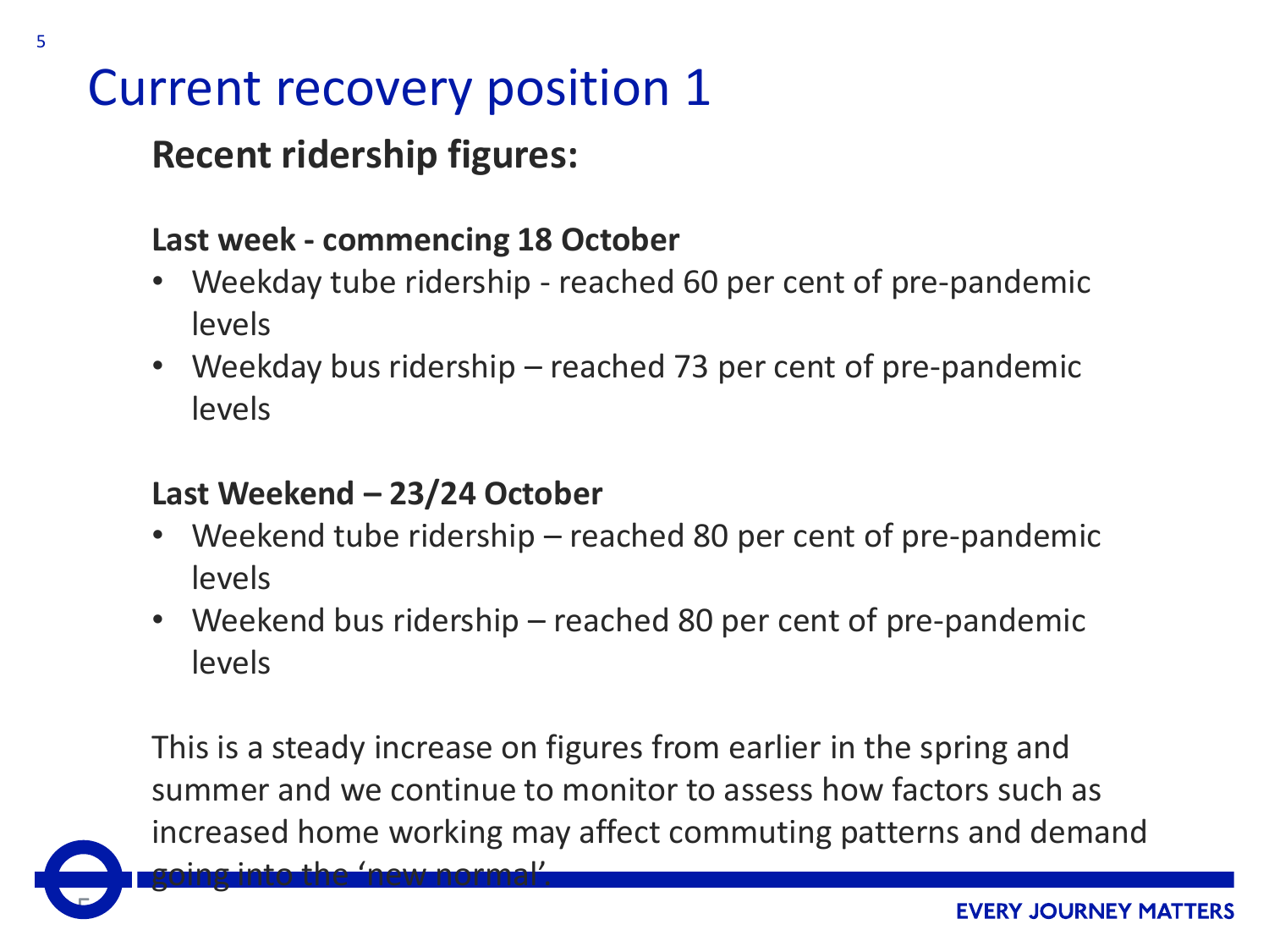# Current recovery position 1

## Recent ridership figures:

**Last week - commencing 18 October**

- Weekday tube ridership - reached 60 per cent of pre-pandemic levels
- Weekday bus ridership – reached 73 per cent of pre-pandemic levels

**Last Weekend – 23/24 October**

- Weekend tube ridership – reached 80 per cent of pre-pandemic levels
- Weekend bus ridership – reached 80 per cent of pre-pandemic levels

This is a steady increase on figures from earlier in the spring and summer and we continue to monitor to assess how factors such as increased home working may affect commuting patterns and demand going into the 'new normal'.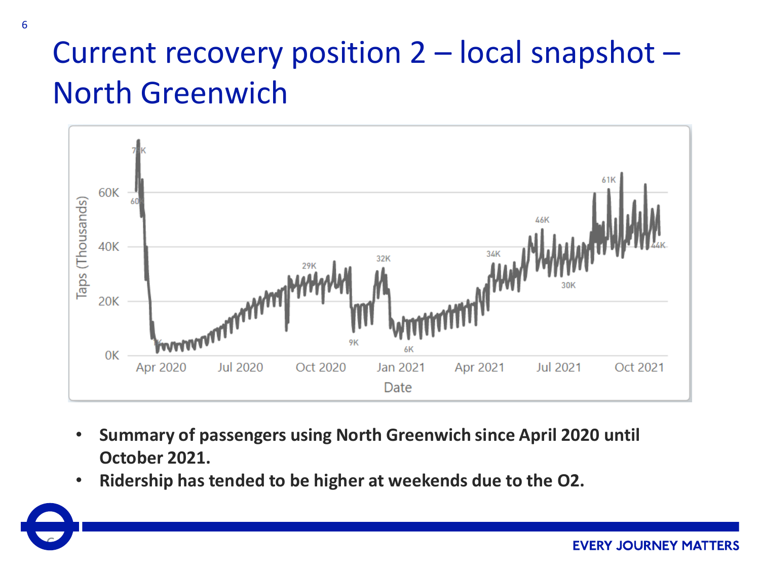# Current recovery position 2 – local snapshot – North Greenwich

- **Summary of passengers using North Greenwich since April 2020 until October 2021.**
- **Ridership has tended to be higher at weekends due to the O2.**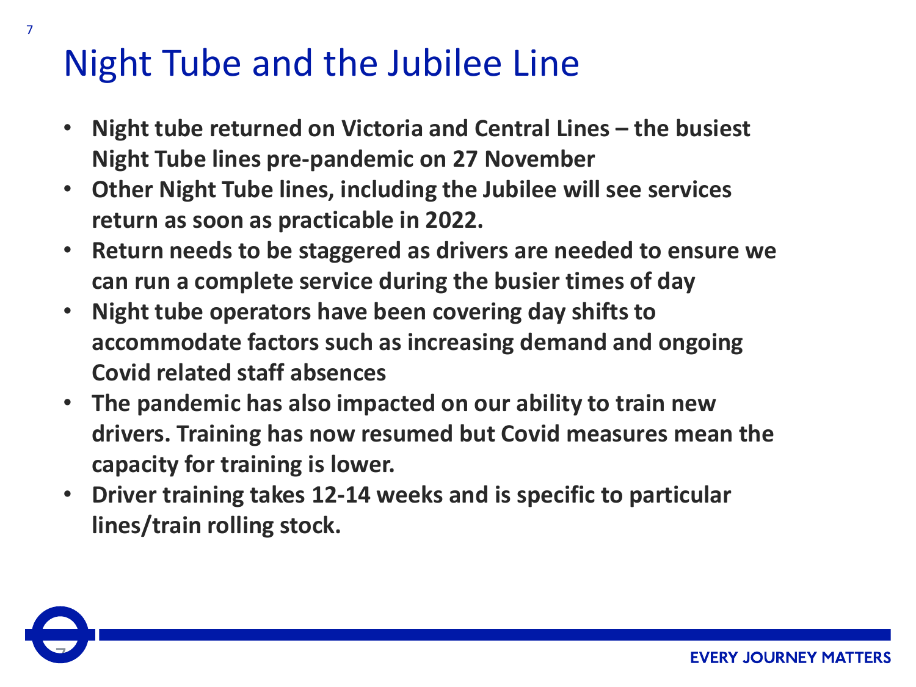# Night Tube and the Jubilee Line

- **Night tube returned on Victoria and Central Lines – the busiest Night Tube lines pre-pandemic on 27 November**
- **Other Night Tube lines, including the Jubilee will see services return as soon as practicable in 2022.**
- **Return needs to be staggered as drivers are needed to ensure we can run a complete service during the busier times of day**
- **Night tube operators have been covering day shifts to accommodate factors such as increasing demand and ongoing Covid related staff absences**
- **The pandemic has also impacted on our ability to train new drivers. Training has now resumed but Covid measures mean the capacity for training is lower.**
- **Driver training takes 12-14 weeks and is specific to particular lines/train rolling stock.**

EVERY JOURNEY MATTERS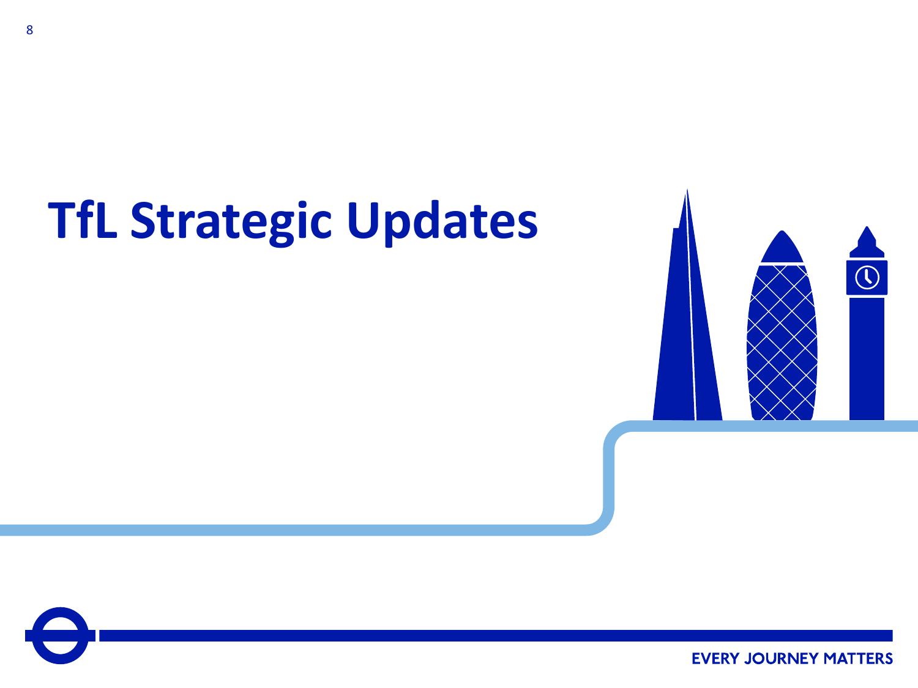# TfL Strategic Updates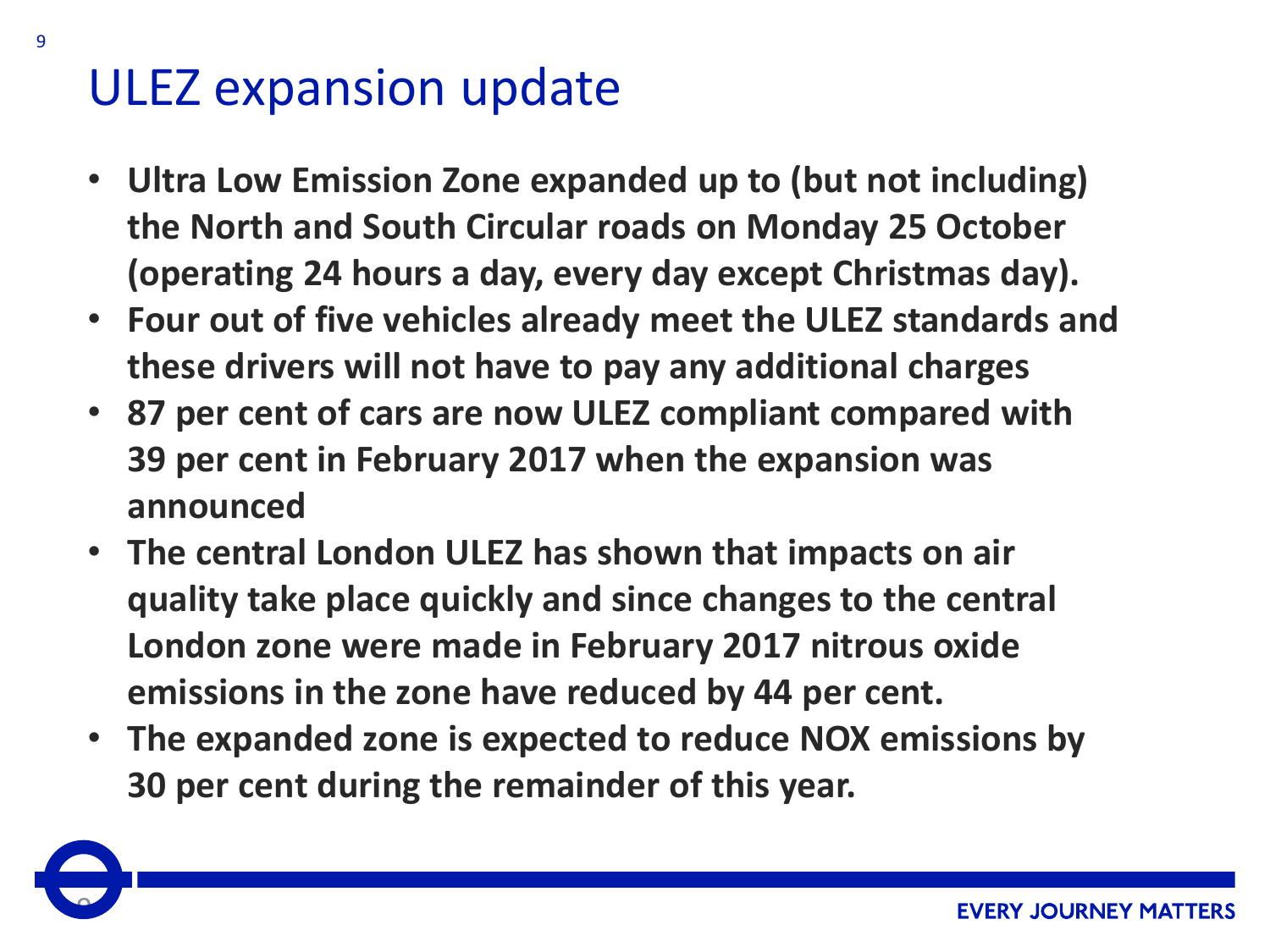# ULEZ expansion update

- **Ultra Low Emission Zone expanded up to (but not including) the North and South Circular roads on Monday 25 October (operating 24 hours a day, every day except Christmas day).**
- **Four out of five vehicles already meet the ULEZ standards and these drivers will not have to pay any additional charges**
- **87 per cent of cars are now ULEZ compliant compared with 39 per cent in February 2017 when the expansion was announced**
- **The central London ULEZ has shown that impacts on air quality take place quickly and since changes to the central London zone were made in February 2017 nitrous oxide emissions in the zone have reduced by 44 per cent.**
- **The expanded zone is expected to reduce NOX emissions by 30 per cent during the remainder of this year.**

EVERY JOURNEY MATTERS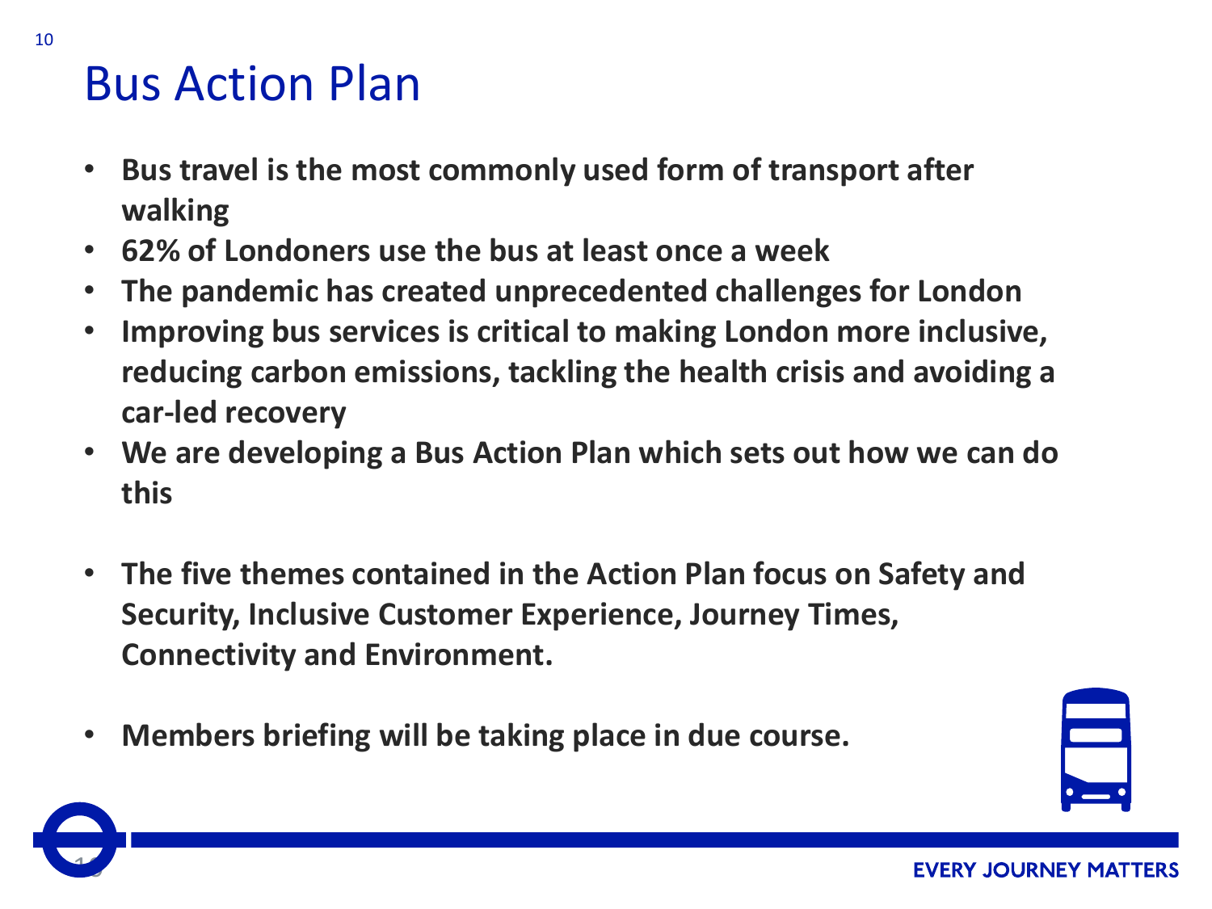# Bus Action Plan

- **Bus travel is the most commonly used form of transport after walking**
- **62% of Londoners use the bus at least once a week**
- **The pandemic has created unprecedented challenges for London**
- **Improving bus services is critical to making London more inclusive, reducing carbon emissions, tackling the health crisis and avoiding a car-led recovery**
- **We are developing a Bus Action Plan which sets out how we can do this**

- **The five themes contained in the Action Plan focus on Safety and Security, Inclusive Customer Experience, Journey Times, Connectivity and Environment.**

- **Members briefing will be taking place in due course.**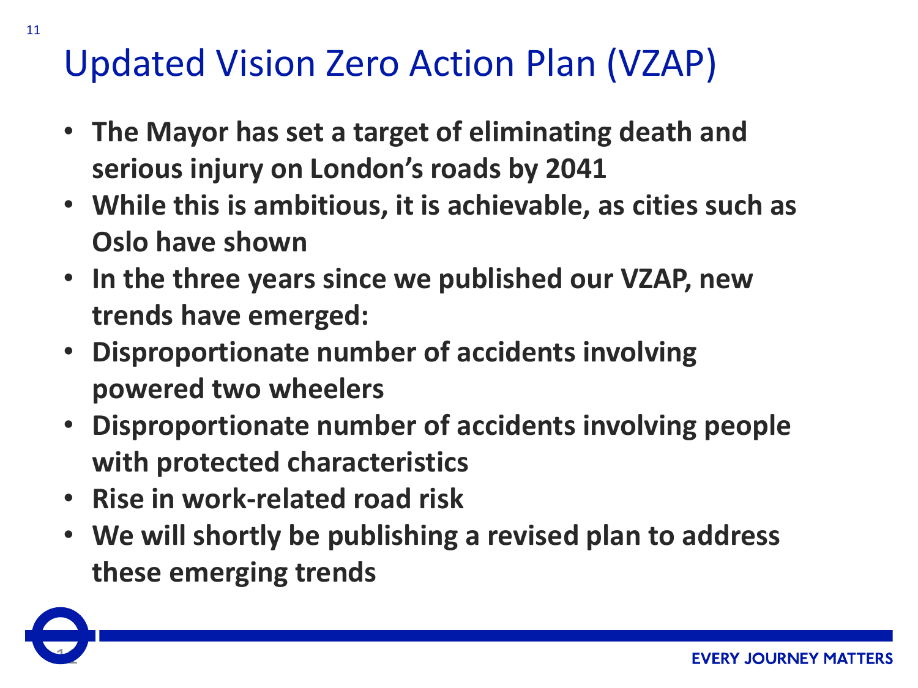# Updated Vision Zero Action Plan (VZAP)

- **The Mayor has set a target of eliminating death and serious injury on London's roads by 2041**
- **While this is ambitious, it is achievable, as cities such as Oslo have shown**
- **In the three years since we published our VZAP, new trends have emerged:**
- **Disproportionate number of accidents involving powered two wheelers**
- **Disproportionate number of accidents involving people with protected characteristics**
- **Rise in work-related road risk**
- **We will shortly be publishing a revised plan to address these emerging trends**

**EVERY JOURNEY MATTERS**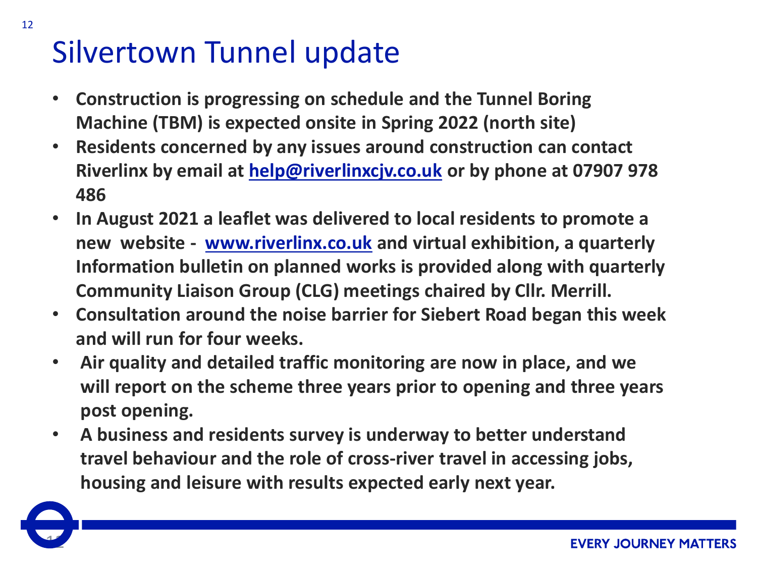# Silvertown Tunnel update

- **Construction is progressing on schedule and the Tunnel Boring Machine (TBM) is expected onsite in Spring 2022 (north site)**
- **Residents concerned by any issues around construction can contact Riverlinx by email at [help@riverlinxcjv.co.uk](mailto:help@riverlinxcjv.co.uk) or by phone at 07907 978 486**
- **In August 2021 a leaflet was delivered to local residents to promote a new website - [www.riverlinx.co.uk](http://www.riverlinx.co.uk) and virtual exhibition, a quarterly Information bulletin on planned works is provided along with quarterly Community Liaison Group (CLG) meetings chaired by Cllr. Merrill.**
- **Consultation around the noise barrier for Siebert Road began this week and will run for four weeks.**
- **Air quality and detailed traffic monitoring are now in place, and we will report on the scheme three years prior to opening and three years post opening.**
- **A business and residents survey is underway to better understand travel behaviour and the role of cross-river travel in accessing jobs, housing and leisure with results expected early next year.**

**EVERY JOURNEY MATTERS**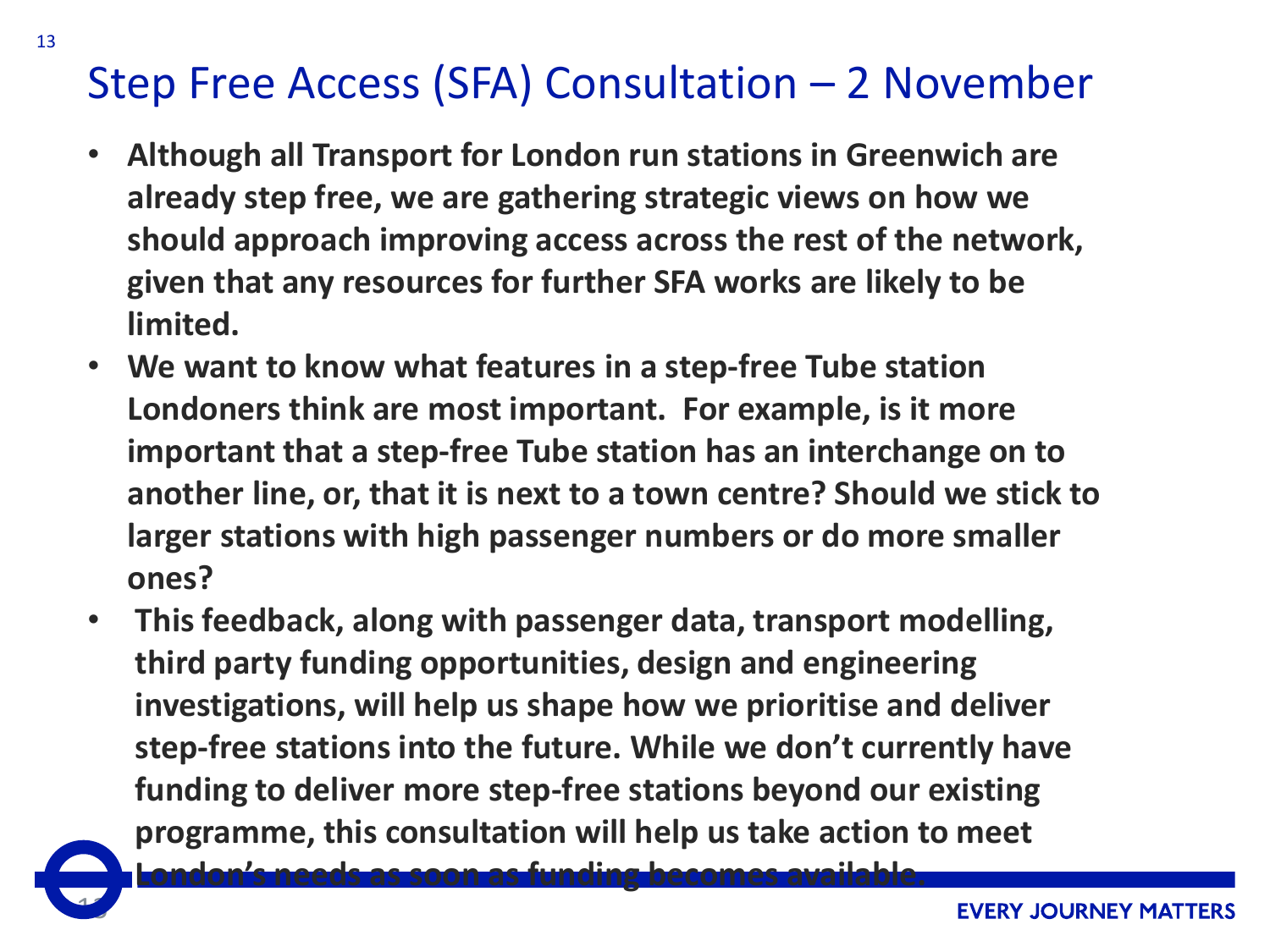# Step Free Access (SFA) Consultation – 2 November

- **Although all Transport for London run stations in Greenwich are already step free, we are gathering strategic views on how we should approach improving access across the rest of the network, given that any resources for further SFA works are likely to be limited.**
- **We want to know what features in a step-free Tube station Londoners think are most important. For example, is it more important that a step-free Tube station has an interchange on to another line, or, that it is next to a town centre? Should we stick to larger stations with high passenger numbers or do more smaller ones?**
- **This feedback, along with passenger data, transport modelling, third party funding opportunities, design and engineering investigations, will help us shape how we prioritise and deliver step-free stations into the future. While we don't currently have funding to deliver more step-free stations beyond our existing programme, this consultation will help us take action to meet London's needs as soon as funding becomes available.**

EVERY JOURNEY MATTERS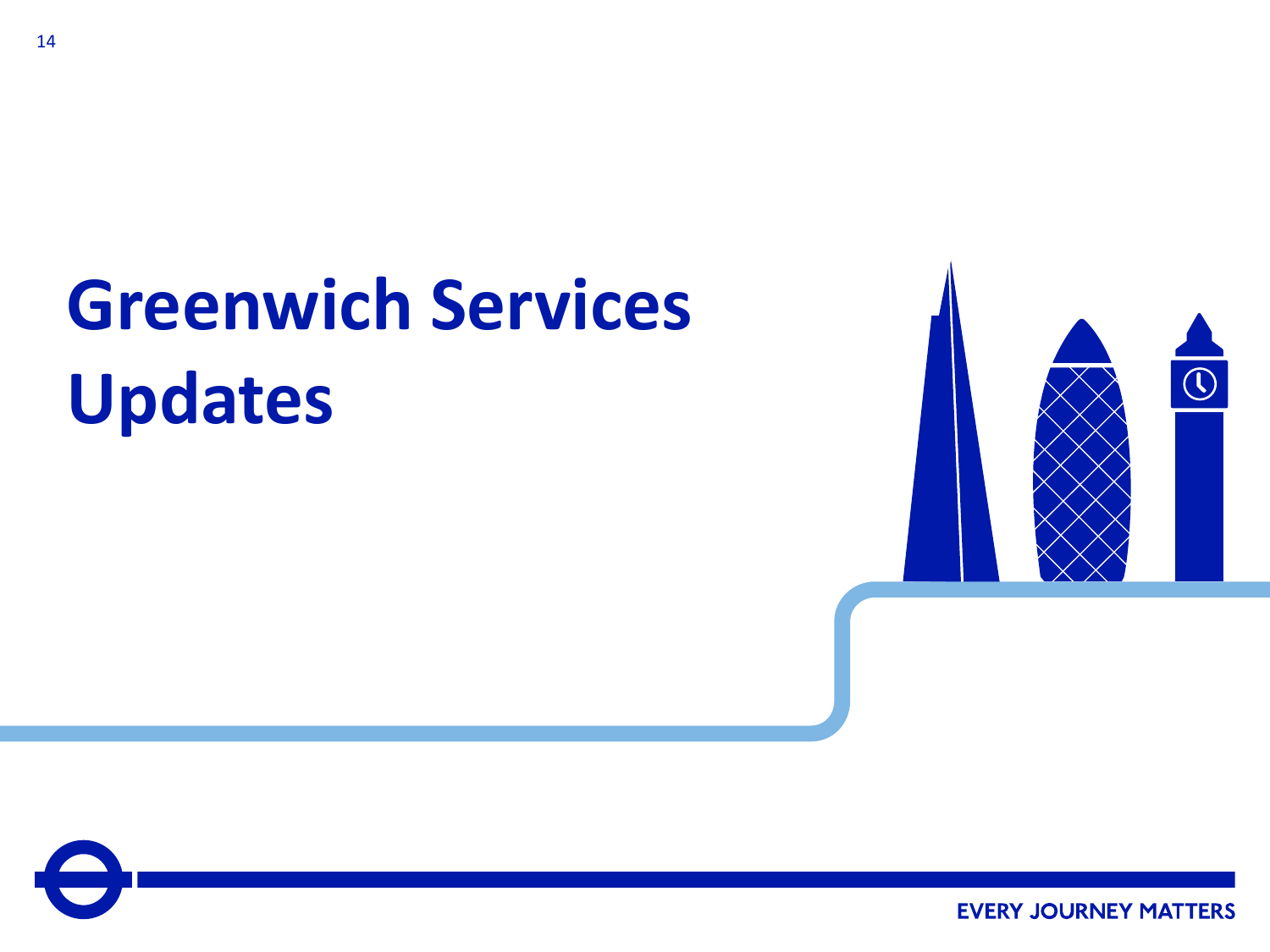# Greenwich Services Updates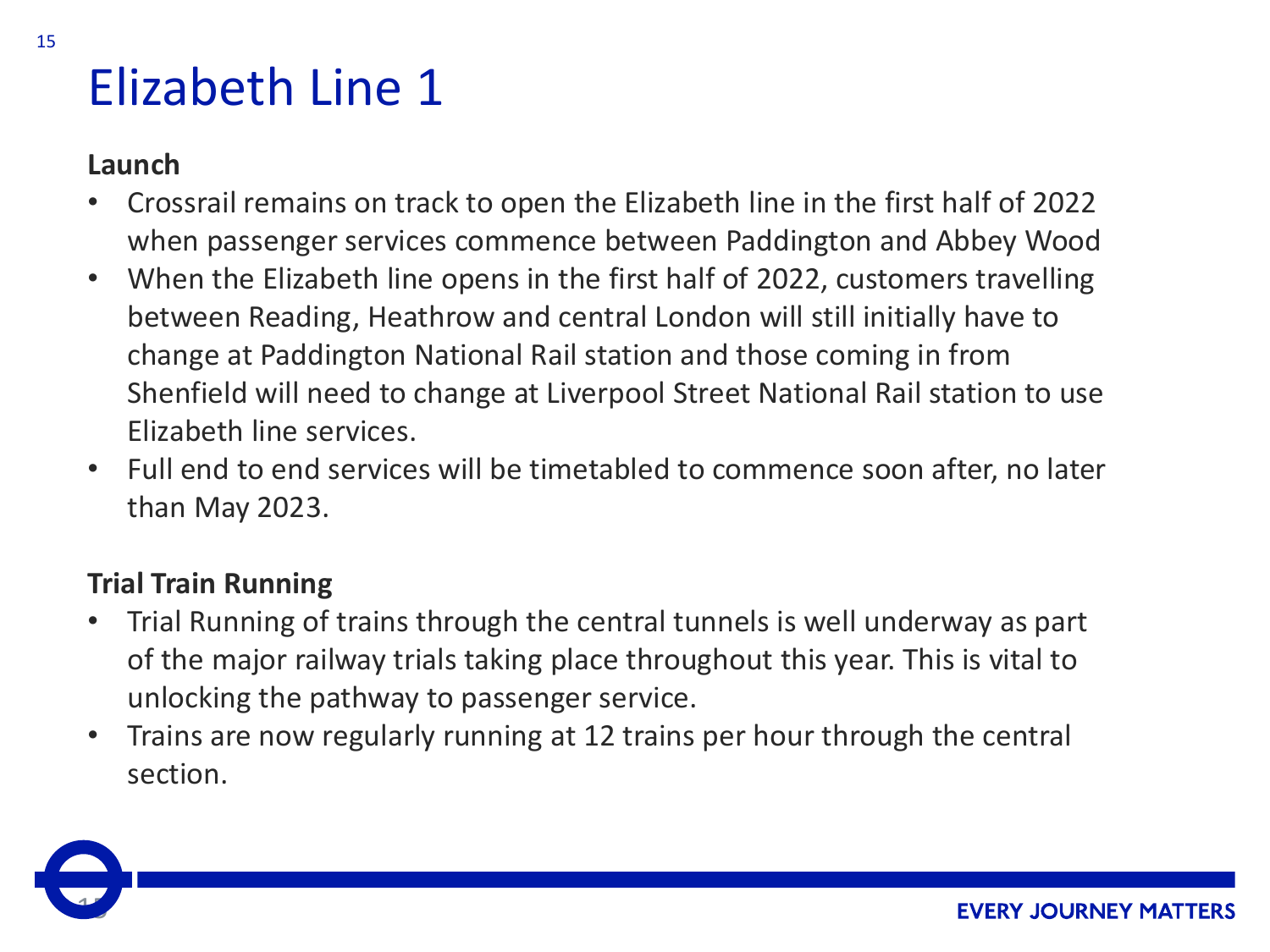# Elizabeth Line 1

**Launch**

- Crossrail remains on track to open the Elizabeth line in the first half of 2022 when passenger services commence between Paddington and Abbey Wood
- When the Elizabeth line opens in the first half of 2022, customers travelling between Reading, Heathrow and central London will still initially have to change at Paddington National Rail station and those coming in from Shenfield will need to change at Liverpool Street National Rail station to use Elizabeth line services.
- Full end to end services will be timetabled to commence soon after, no later than May 2023.

**Trial Train Running**

- Trial Running of trains through the central tunnels is well underway as part of the major railway trials taking place throughout this year. This is vital to unlocking the pathway to passenger service.
- Trains are now regularly running at 12 trains per hour through the central section.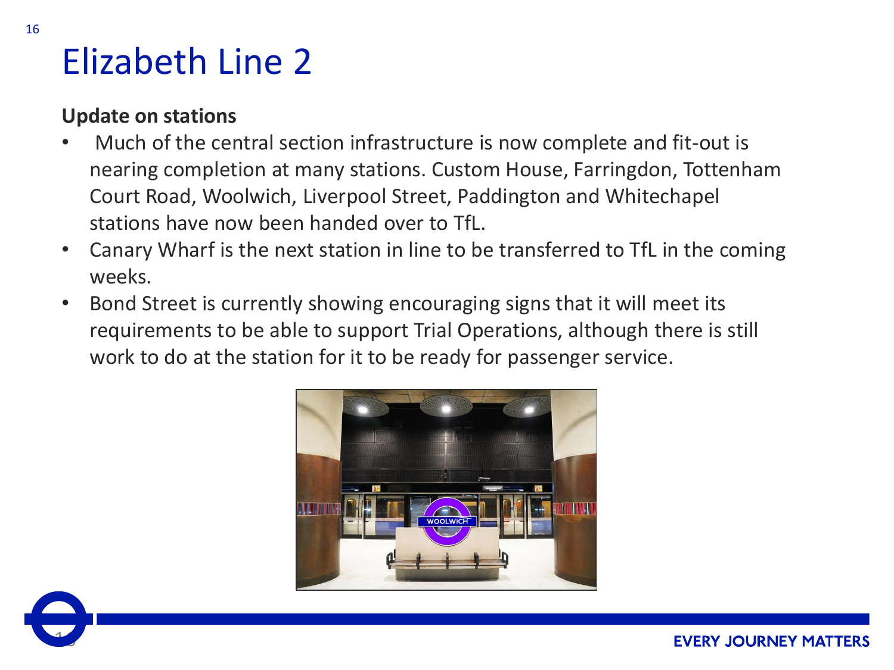# Elizabeth Line 2

**Update on stations**

- Much of the central section infrastructure is now complete and fit-out is nearing completion at many stations. Custom House, Farringdon, Tottenham Court Road, Woolwich, Liverpool Street, Paddington and Whitechapel stations have now been handed over to TfL.
- Canary Wharf is the next station in line to be transferred to TfL in the coming weeks.
- Bond Street is currently showing encouraging signs that it will meet its requirements to be able to support Trial Operations, although there is still work to do at the station for it to be ready for passenger service.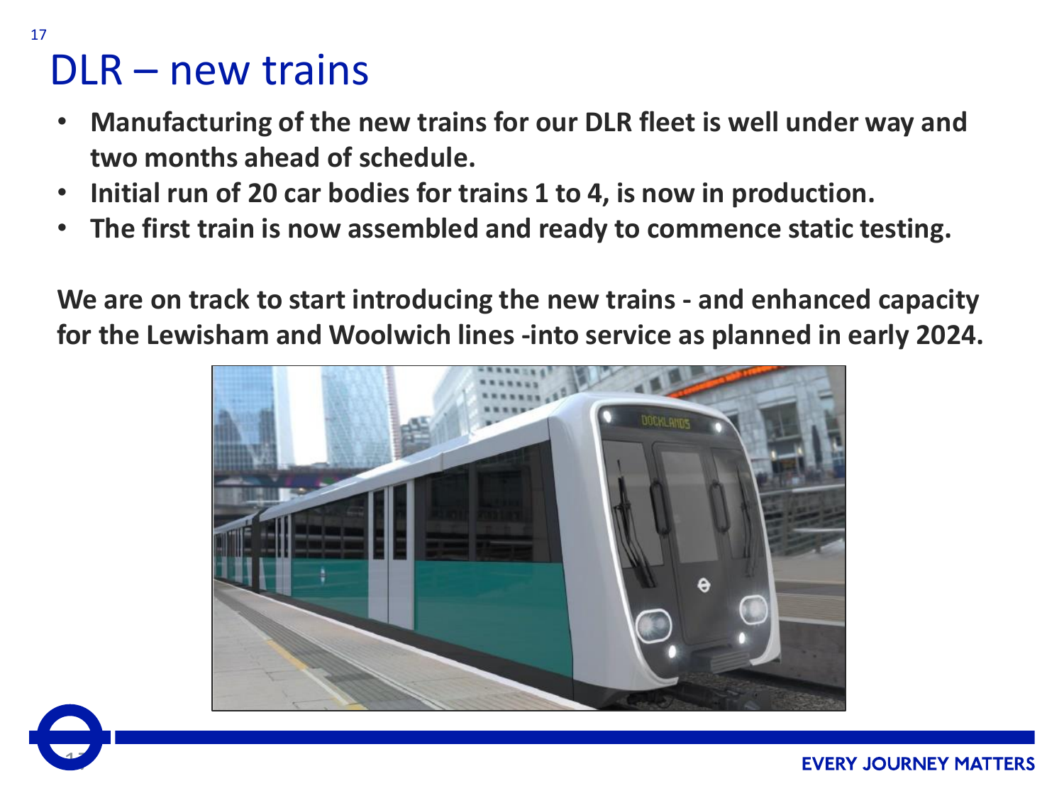# DLR – new trains

- **Manufacturing of the new trains for our DLR fleet is well under way and two months ahead of schedule.**
- **Initial run of 20 car bodies for trains 1 to 4, is now in production.**
- **The first train is now assembled and ready to commence static testing.**

**We are on track to start introducing the new trains - and enhanced capacity for the Lewisham and Woolwich lines -into service as planned in early 2024.**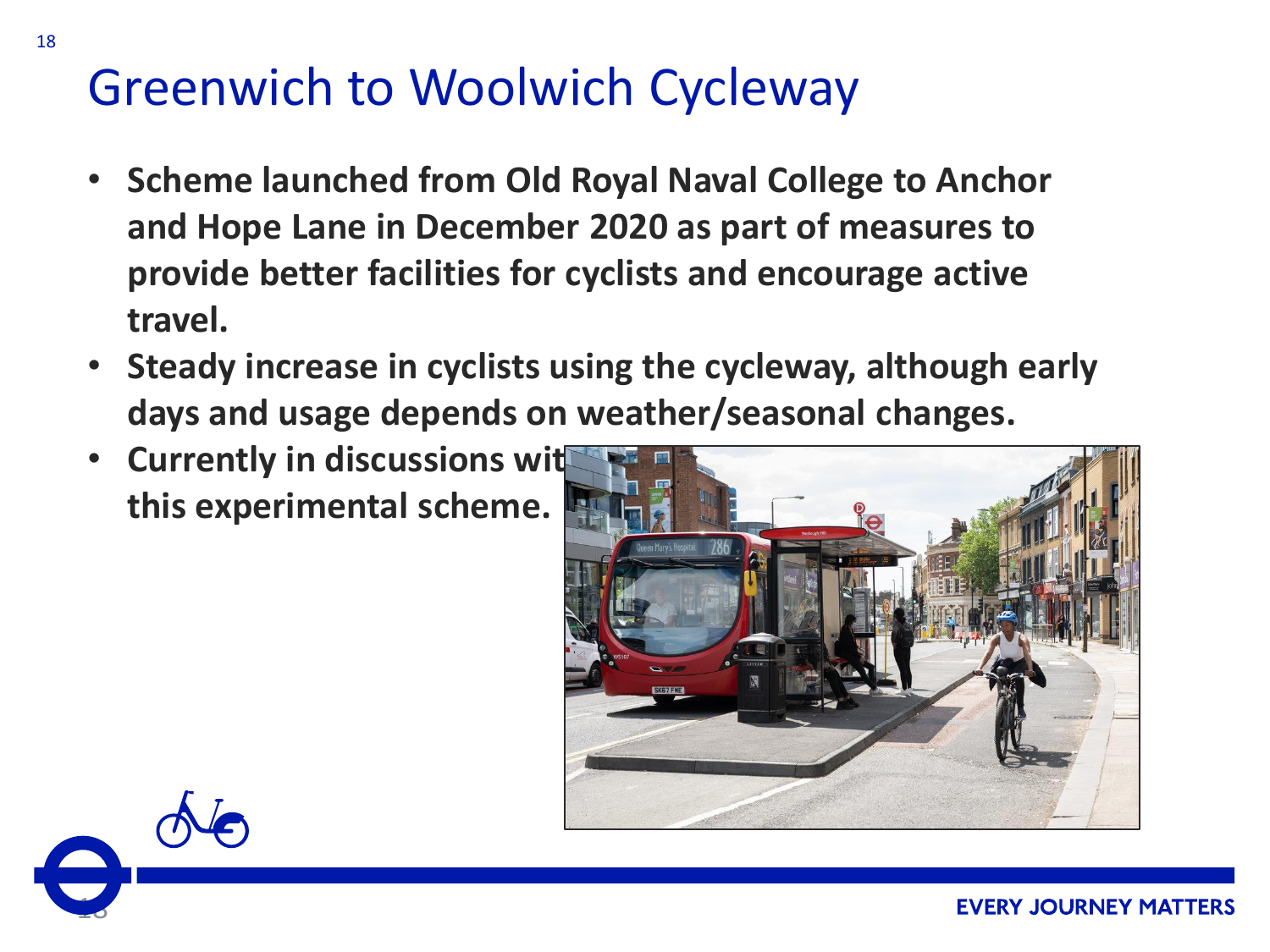# Greenwich to Woolwich Cycleway

- **Scheme launched from Old Royal Naval College to Anchor and Hope Lane in December 2020 as part of measures to provide better facilities for cyclists and encourage active travel.**
- **Steady increase in cyclists using the cycleway, although early days and usage depends on weather/seasonal changes.**
- **Currently in discussions wit this experimental scheme.**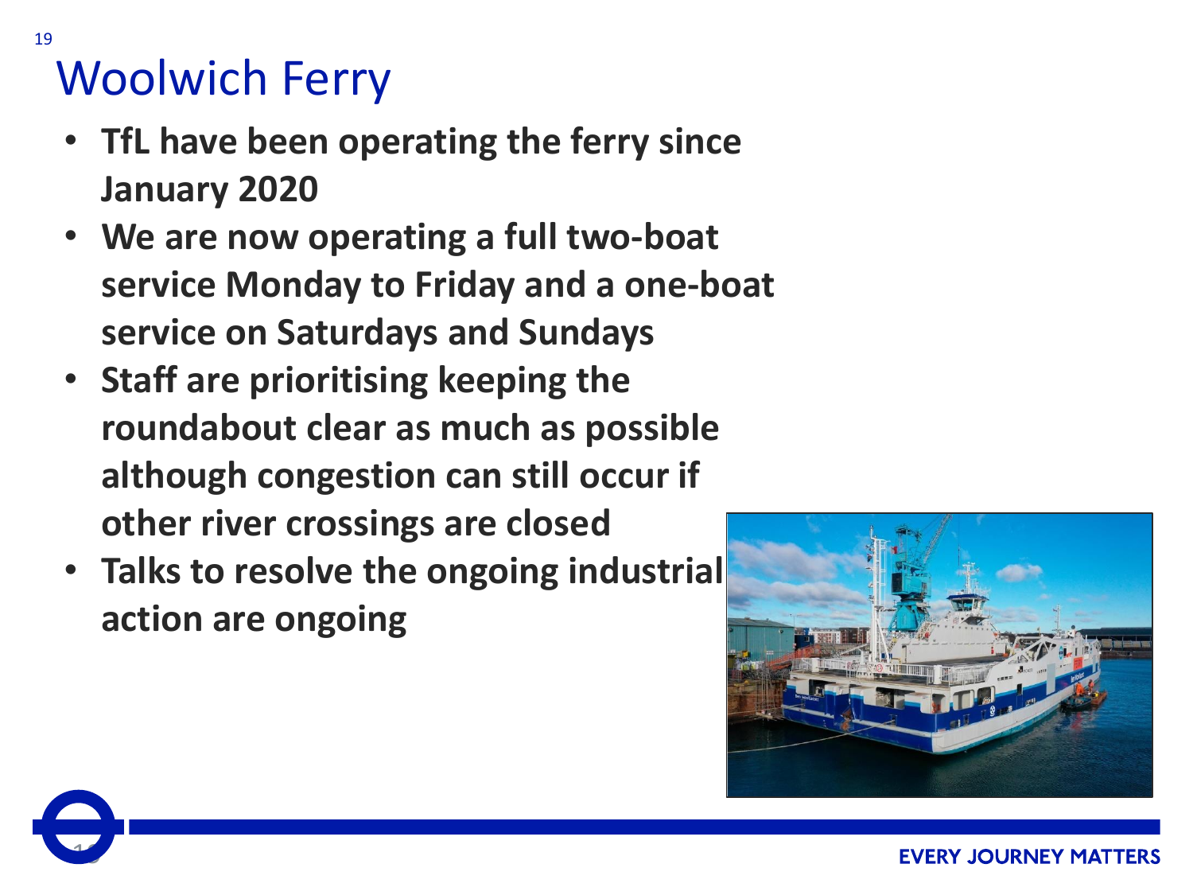# Woolwich Ferry

- **TfL have been operating the ferry since January 2020**
- **We are now operating a full two-boat service Monday to Friday and a one-boat service on Saturdays and Sundays**
- **Staff are prioritising keeping the roundabout clear as much as possible although congestion can still occur if other river crossings are closed**
- **Talks to resolve the ongoing industrial action are ongoing**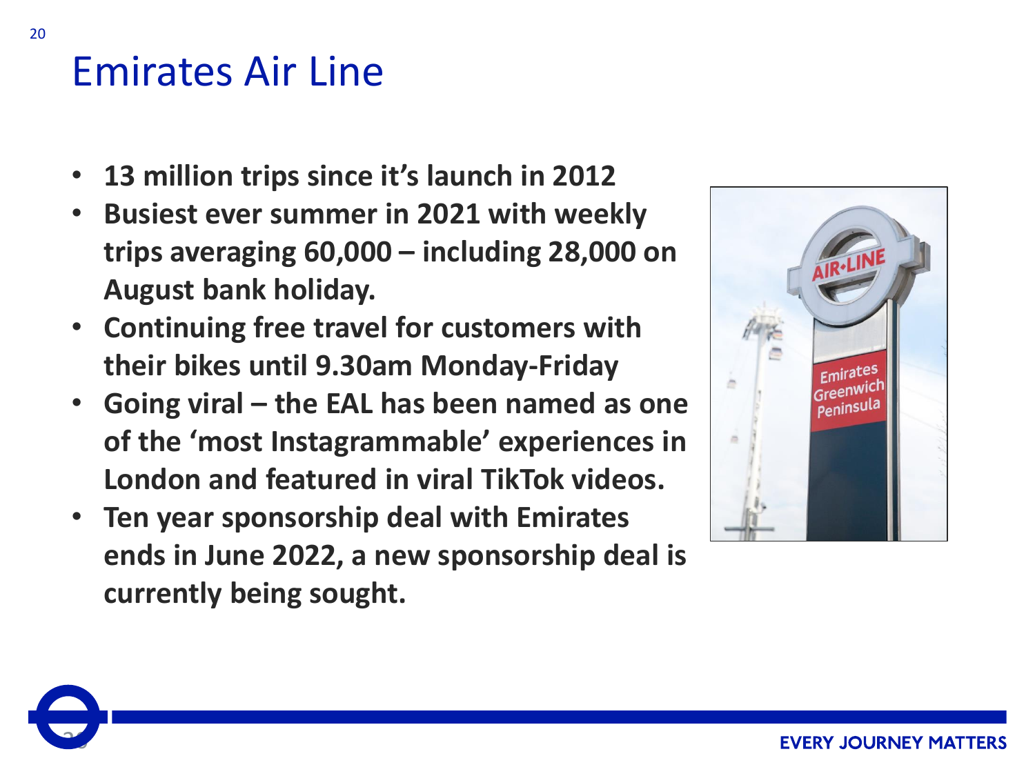# Emirates Air Line

- **13 million trips since it's launch in 2012**
- **Busiest ever summer in 2021 with weekly trips averaging 60,000 – including 28,000 on August bank holiday.**
- **Continuing free travel for customers with their bikes until 9.30am Monday-Friday**
- **Going viral – the EAL has been named as one of the 'most Instagrammable' experiences in London and featured in viral TikTok videos.**
- **Ten year sponsorship deal with Emirates ends in June 2022, a new sponsorship deal is currently being sought.**